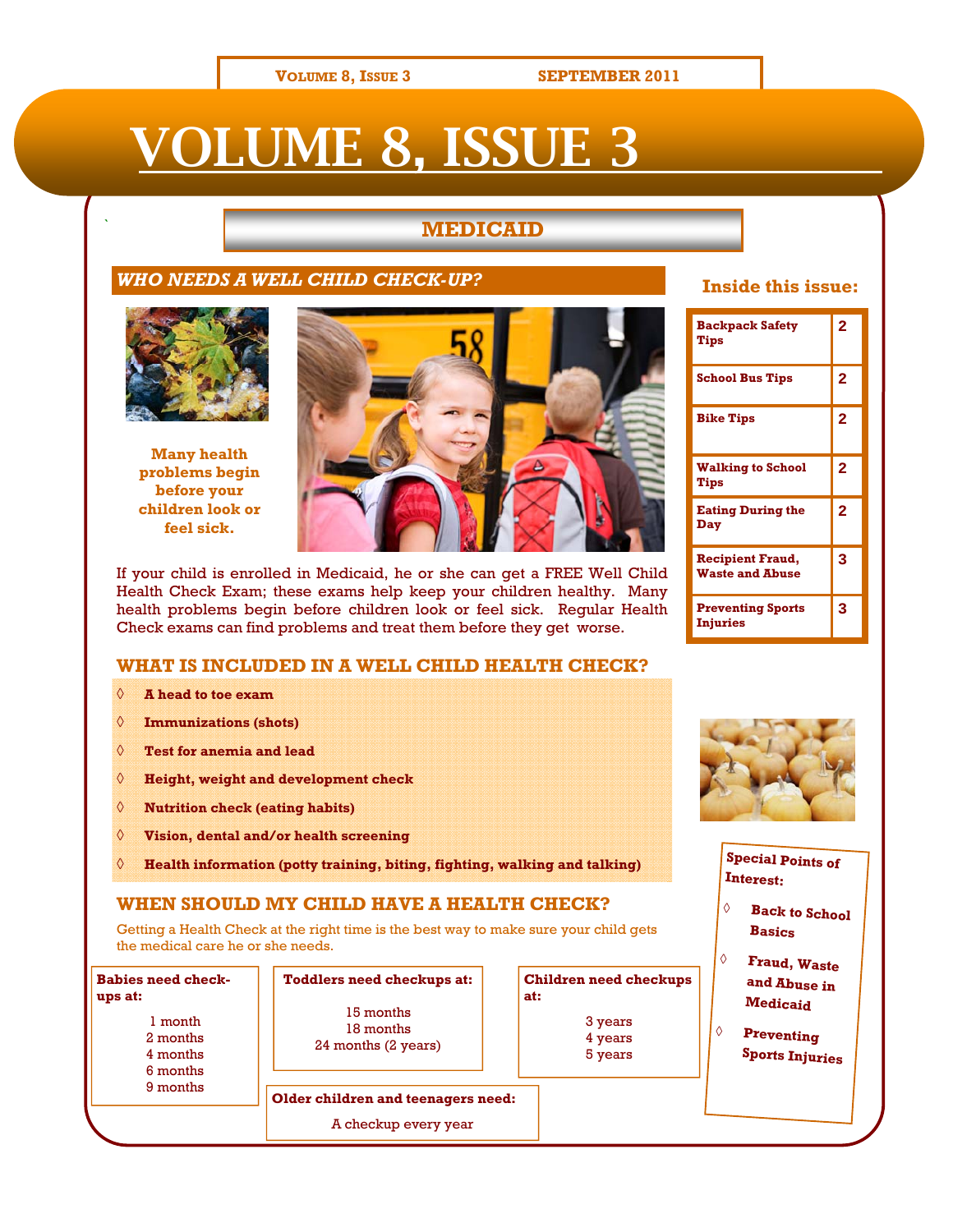# VOLUME 8, ISSUE 3

## MEDICAID

### *WHO NEEDS A WELL CHILD CHECK-UP?*

**Many health problems begin before your children look or feel sick.**

If your child is enrolled in Medicaid, he or she can get a FREE Well Child Health Check Exam; these exams help keep your children healthy. Many health problems begin before children look or feel sick. Regular Health Check exams can find problems and treat them before they get worse.

### WHAT IS INCLUDED IN A WELL CHILD HEALTH CHECK?

- **A head to toe exam**
- **Immunizations (shots)**
- **Test for anemia and lead**
- **Height, weight and development check**
- **Nutrition check (eating habits)**
- **Vision, dental and/or health screening**
- **Health information (potty training, biting, fighting, walking and talking)**

### WHEN SHOULD MY CHILD HAVE A HEALTH CHECK?

Getting a Health Check at the right time is the best way to make sure your child gets the medical care he or she needs.

**Babies need check-ups at:**

1 month
2 months
4 months
6 months
9 months

**Toddlers need checkups at:**

15 months
18 months
24 months (2 years)

**Children need checkups at:**

3 years
4 years
5 years

**Older children and teenagers need:**

A checkup every year

### Inside this issue:

| | |
|---|---|
| Backpack Safety Tips | 2 |
| School Bus Tips | 2 |
| Bike Tips | 2 |
| Walking to School Tips | 2 |
| Eating During the Day | 2 |
| Recipient Fraud, Waste and Abuse | 3 |
| Preventing Sports Injuries | 3 |

**Special Points of Interest:**

- **Back to School Basics**
- **Fraud, Waste and Abuse in Medicaid**
- **Preventing Sports Injuries**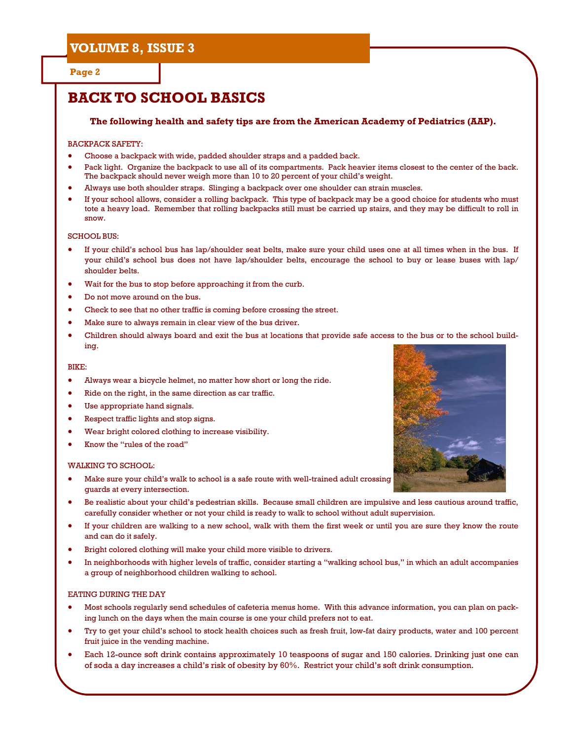# BACK TO SCHOOL BASICS

**The following health and safety tips are from the American Academy of Pediatrics (AAP).**

BACKPACK SAFETY:

- Choose a backpack with wide, padded shoulder straps and a padded back.
- Pack light. Organize the backpack to use all of its compartments. Pack heavier items closest to the center of the back. The backpack should never weigh more than 10 to 20 percent of your child's weight.
- Always use both shoulder straps. Slinging a backpack over one shoulder can strain muscles.
- If your school allows, consider a rolling backpack. This type of backpack may be a good choice for students who must tote a heavy load. Remember that rolling backpacks still must be carried up stairs, and they may be difficult to roll in snow.

SCHOOL BUS:

- If your child's school bus has lap/shoulder seat belts, make sure your child uses one at all times when in the bus. If your child's school bus does not have lap/shoulder belts, encourage the school to buy or lease buses with lap/shoulder belts.
- Wait for the bus to stop before approaching it from the curb.
- Do not move around on the bus.
- Check to see that no other traffic is coming before crossing the street.
- Make sure to always remain in clear view of the bus driver.
- Children should always board and exit the bus at locations that provide safe access to the bus or to the school building.

BIKE:

- Always wear a bicycle helmet, no matter how short or long the ride.
- Ride on the right, in the same direction as car traffic.
- Use appropriate hand signals.
- Respect traffic lights and stop signs.
- Wear bright colored clothing to increase visibility.
- Know the "rules of the road"

WALKING TO SCHOOL:

- Make sure your child's walk to school is a safe route with well-trained adult crossing guards at every intersection.
- Be realistic about your child's pedestrian skills. Because small children are impulsive and less cautious around traffic, carefully consider whether or not your child is ready to walk to school without adult supervision.
- If your children are walking to a new school, walk with them the first week or until you are sure they know the route and can do it safely.
- Bright colored clothing will make your child more visible to drivers.
- In neighborhoods with higher levels of traffic, consider starting a "walking school bus," in which an adult accompanies a group of neighborhood children walking to school.

EATING DURING THE DAY

- Most schools regularly send schedules of cafeteria menus home. With this advance information, you can plan on packing lunch on the days when the main course is one your child prefers not to eat.
- Try to get your child's school to stock health choices such as fresh fruit, low-fat dairy products, water and 100 percent fruit juice in the vending machine.
- Each 12-ounce soft drink contains approximately 10 teaspoons of sugar and 150 calories. Drinking just one can of soda a day increases a child's risk of obesity by 60%. Restrict your child's soft drink consumption.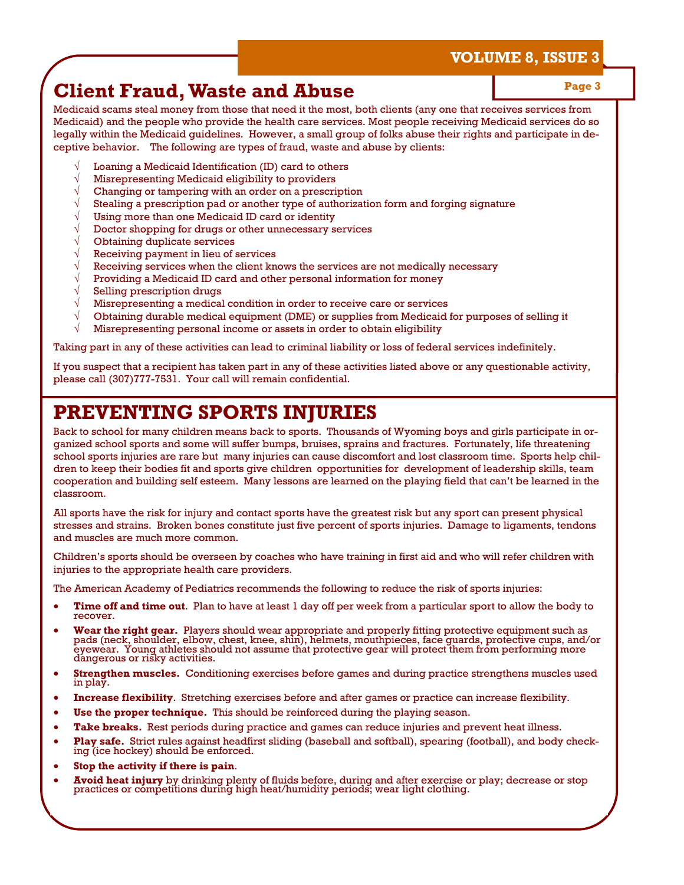## Client Fraud, Waste and Abuse

Medicaid scams steal money from those that need it the most, both clients (any one that receives services from Medicaid) and the people who provide the health care services. Most people receiving Medicaid services do so legally within the Medicaid guidelines. However, a small group of folks abuse their rights and participate in deceptive behavior. The following are types of fraud, waste and abuse by clients:

- √ Loaning a Medicaid Identification (ID) card to others
- √ Misrepresenting Medicaid eligibility to providers
- √ Changing or tampering with an order on a prescription
- √ Stealing a prescription pad or another type of authorization form and forging signature
- √ Using more than one Medicaid ID card or identity
- √ Doctor shopping for drugs or other unnecessary services
- √ Obtaining duplicate services
- √ Receiving payment in lieu of services
- √ Receiving services when the client knows the services are not medically necessary
- √ Providing a Medicaid ID card and other personal information for money
- √ Selling prescription drugs
- √ Misrepresenting a medical condition in order to receive care or services
- √ Obtaining durable medical equipment (DME) or supplies from Medicaid for purposes of selling it
- √ Misrepresenting personal income or assets in order to obtain eligibility

Taking part in any of these activities can lead to criminal liability or loss of federal services indefinitely.

If you suspect that a recipient has taken part in any of these activities listed above or any questionable activity, please call (307)777-7531. Your call will remain confidential.

## PREVENTING SPORTS INJURIES

Back to school for many children means back to sports. Thousands of Wyoming boys and girls participate in organized school sports and some will suffer bumps, bruises, sprains and fractures. Fortunately, life threatening school sports injuries are rare but many injuries can cause discomfort and lost classroom time. Sports help children to keep their bodies fit and sports give children opportunities for development of leadership skills, team cooperation and building self esteem. Many lessons are learned on the playing field that can't be learned in the classroom.

All sports have the risk for injury and contact sports have the greatest risk but any sport can present physical stresses and strains. Broken bones constitute just five percent of sports injuries. Damage to ligaments, tendons and muscles are much more common.

Children's sports should be overseen by coaches who have training in first aid and who will refer children with injuries to the appropriate health care providers.

The American Academy of Pediatrics recommends the following to reduce the risk of sports injuries:

- **Time off and time out**. Plan to have at least 1 day off per week from a particular sport to allow the body to recover.
- **Wear the right gear.** Players should wear appropriate and properly fitting protective equipment such as pads (neck, shoulder, elbow, chest, knee, shin), helmets, mouthpieces, face guards, protective cups, and/or eyewear. Young athletes should not assume that protective gear will protect them from performing more dangerous or risky activities.
- **Strengthen muscles.** Conditioning exercises before games and during practice strengthens muscles used in play.
- **Increase flexibility**. Stretching exercises before and after games or practice can increase flexibility.
- **Use the proper technique.** This should be reinforced during the playing season.
- **Take breaks.** Rest periods during practice and games can reduce injuries and prevent heat illness.
- **Play safe.** Strict rules against headfirst sliding (baseball and softball), spearing (football), and body checking (ice hockey) should be enforced.
- **Stop the activity if there is pain**.
- **Avoid heat injury** by drinking plenty of fluids before, during and after exercise or play; decrease or stop practices or competitions during high heat/humidity periods; wear light clothing.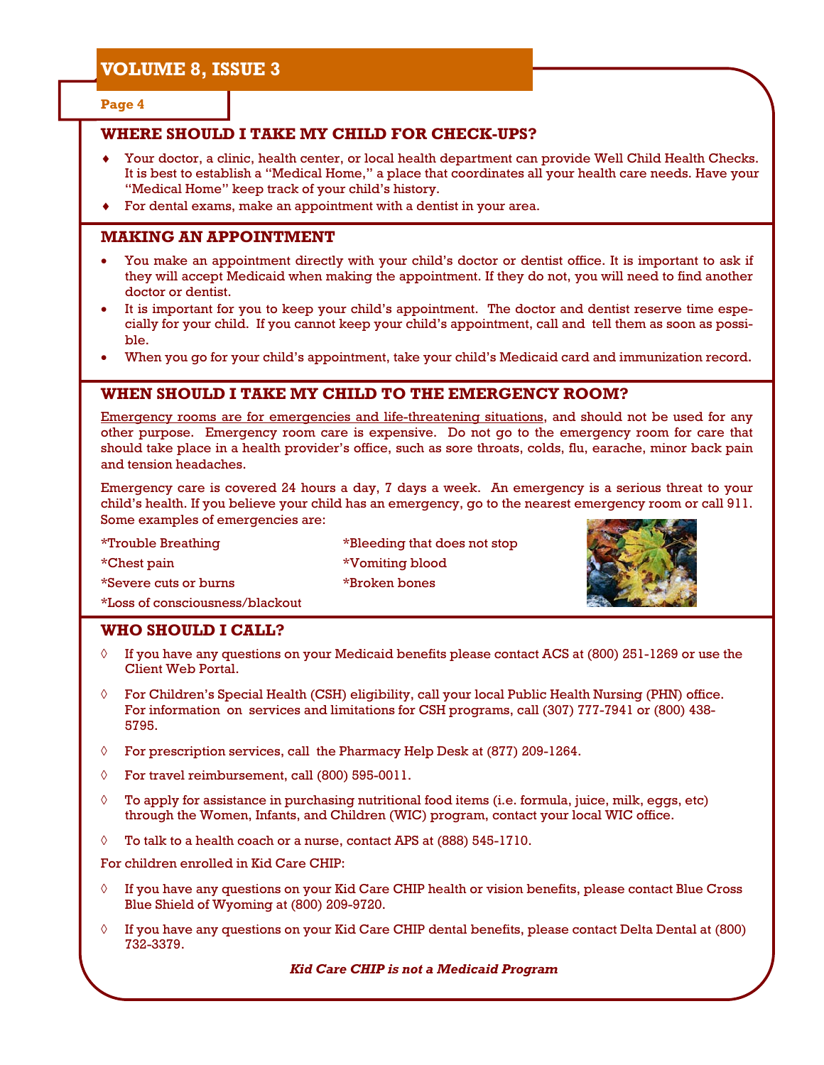## WHERE SHOULD I TAKE MY CHILD FOR CHECK-UPS?

- Your doctor, a clinic, health center, or local health department can provide Well Child Health Checks. It is best to establish a "Medical Home," a place that coordinates all your health care needs. Have your "Medical Home" keep track of your child's history.
- For dental exams, make an appointment with a dentist in your area.

## MAKING AN APPOINTMENT

- You make an appointment directly with your child's doctor or dentist office. It is important to ask if they will accept Medicaid when making the appointment. If they do not, you will need to find another doctor or dentist.
- It is important for you to keep your child's appointment. The doctor and dentist reserve time especially for your child. If you cannot keep your child's appointment, call and tell them as soon as possible.
- When you go for your child's appointment, take your child's Medicaid card and immunization record.

## WHEN SHOULD I TAKE MY CHILD TO THE EMERGENCY ROOM?

<u>Emergency rooms are for emergencies and life-threatening situations</u>, and should not be used for any other purpose. Emergency room care is expensive. Do not go to the emergency room for care that should take place in a health provider's office, such as sore throats, colds, flu, earache, minor back pain and tension headaches.

Emergency care is covered 24 hours a day, 7 days a week. An emergency is a serious threat to your child's health. If you believe your child has an emergency, go to the nearest emergency room or call 911. Some examples of emergencies are:

*Trouble Breathing
*Chest pain
*Severe cuts or burns
*Loss of consciousness/blackout
*Bleeding that does not stop
*Vomiting blood
*Broken bones

## WHO SHOULD I CALL?

- If you have any questions on your Medicaid benefits please contact ACS at (800) 251-1269 or use the Client Web Portal.
- For Children's Special Health (CSH) eligibility, call your local Public Health Nursing (PHN) office. For information on services and limitations for CSH programs, call (307) 777-7941 or (800) 438-5795.
- For prescription services, call the Pharmacy Help Desk at (877) 209-1264.
- For travel reimbursement, call (800) 595-0011.
- To apply for assistance in purchasing nutritional food items (i.e. formula, juice, milk, eggs, etc) through the Women, Infants, and Children (WIC) program, contact your local WIC office.
- To talk to a health coach or a nurse, contact APS at (888) 545-1710.

For children enrolled in Kid Care CHIP:

- If you have any questions on your Kid Care CHIP health or vision benefits, please contact Blue Cross Blue Shield of Wyoming at (800) 209-9720.
- If you have any questions on your Kid Care CHIP dental benefits, please contact Delta Dental at (800) 732-3379.

***Kid Care CHIP is not a Medicaid Program***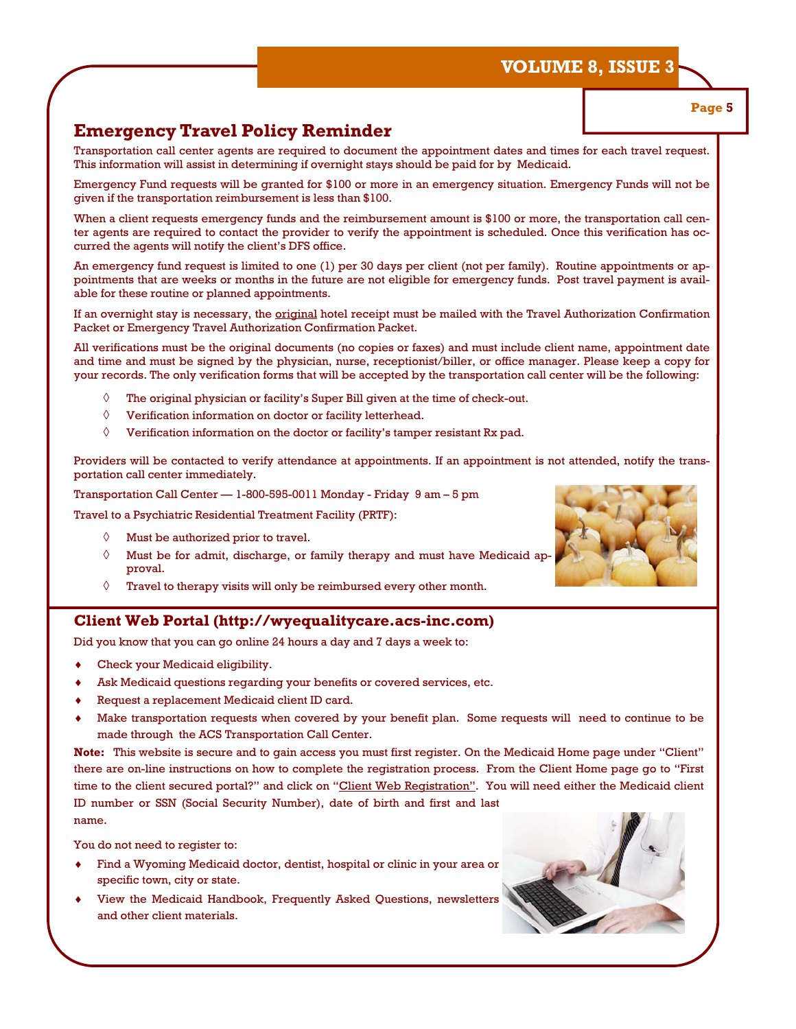## Emergency Travel Policy Reminder

Transportation call center agents are required to document the appointment dates and times for each travel request. This information will assist in determining if overnight stays should be paid for by Medicaid.

Emergency Fund requests will be granted for $100 or more in an emergency situation. Emergency Funds will not be given if the transportation reimbursement is less than $100.

When a client requests emergency funds and the reimbursement amount is $100 or more, the transportation call center agents are required to contact the provider to verify the appointment is scheduled. Once this verification has occurred the agents will notify the client's DFS office.

An emergency fund request is limited to one (1) per 30 days per client (not per family). Routine appointments or appointments that are weeks or months in the future are not eligible for emergency funds. Post travel payment is available for these routine or planned appointments.

If an overnight stay is necessary, the original hotel receipt must be mailed with the Travel Authorization Confirmation Packet or Emergency Travel Authorization Confirmation Packet.

All verifications must be the original documents (no copies or faxes) and must include client name, appointment date and time and must be signed by the physician, nurse, receptionist/biller, or office manager. Please keep a copy for your records. The only verification forms that will be accepted by the transportation call center will be the following:

- The original physician or facility's Super Bill given at the time of check-out.
- Verification information on doctor or facility letterhead.
- Verification information on the doctor or facility's tamper resistant Rx pad.

Providers will be contacted to verify attendance at appointments. If an appointment is not attended, notify the transportation call center immediately.

Transportation Call Center — 1-800-595-0011 Monday - Friday 9 am – 5 pm

Travel to a Psychiatric Residential Treatment Facility (PRTF):

- Must be authorized prior to travel.
- Must be for admit, discharge, or family therapy and must have Medicaid approval.
- Travel to therapy visits will only be reimbursed every other month.

## Client Web Portal (http://wyequalitycare.acs-inc.com)

Did you know that you can go online 24 hours a day and 7 days a week to:

- Check your Medicaid eligibility.
- Ask Medicaid questions regarding your benefits or covered services, etc.
- Request a replacement Medicaid client ID card.
- Make transportation requests when covered by your benefit plan. Some requests will need to continue to be made through the ACS Transportation Call Center.

**Note:** This website is secure and to gain access you must first register. On the Medicaid Home page under "Client" there are on-line instructions on how to complete the registration process. From the Client Home page go to "First time to the client secured portal?" and click on "Client Web Registration". You will need either the Medicaid client ID number or SSN (Social Security Number), date of birth and first and last name.

You do not need to register to:

- Find a Wyoming Medicaid doctor, dentist, hospital or clinic in your area or specific town, city or state.
- View the Medicaid Handbook, Frequently Asked Questions, newsletters and other client materials.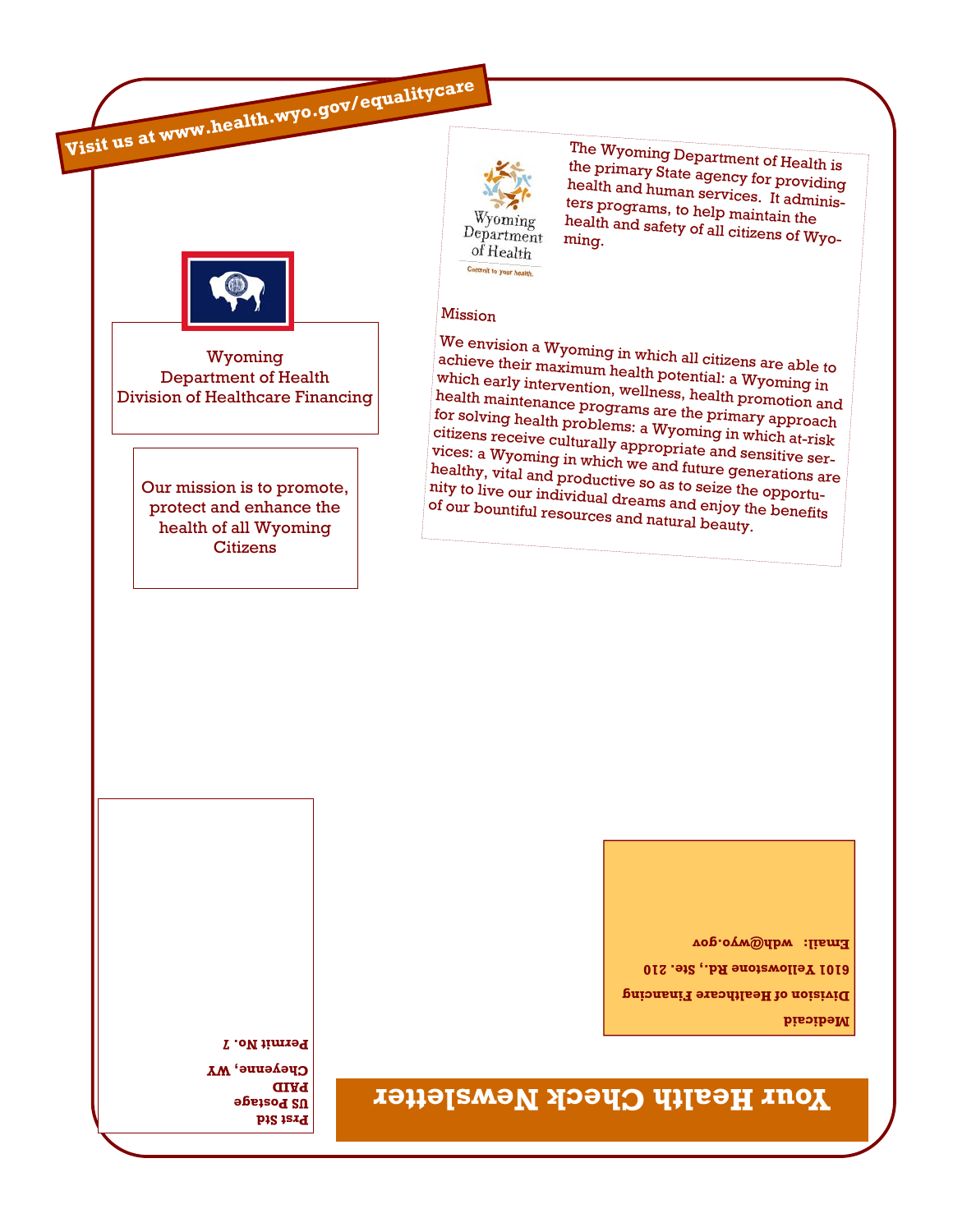**Visit us at www.health.wyo.gov/equalitycare**

The Wyoming Department of Health is the primary State agency for providing health and human services. It administers programs, to help maintain the health and safety of all citizens of Wyoming.

Wyoming Department of Health

Commit to your health.

Wyoming
Department of Health
Division of Healthcare Financing

Mission

We envision a Wyoming in which all citizens are able to achieve their maximum health potential: a Wyoming in which early intervention, wellness, health promotion and health maintenance programs are the primary approach for solving health problems: a Wyoming in which at-risk citizens receive culturally appropriate and sensitive services: a Wyoming in which we and future generations are healthy, vital and productive so as to seize the opportunity to live our individual dreams and enjoy the benefits of our bountiful resources and natural beauty.

Our mission is to promote, protect and enhance the health of all Wyoming Citizens

**Medicaid**
**Division of Healthcare Financing**
**6101 Yellowstone Rd., Ste. 210**
**Email: wdh@wyo.gov**

**Frst Std**
**US Postage**
**PAID**
**Cheyenne, WY**
**Permit No. 7**

# Your Health Check Newsletter